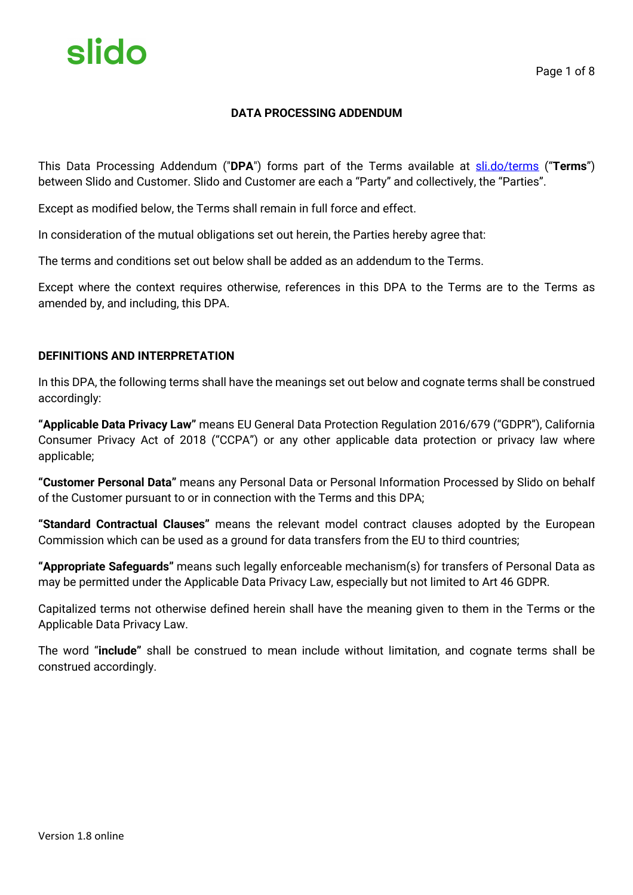slido

# DATA PROCESSING ADDENDUM

This Data Processing Addendum ("**DPA**") forms part of the Terms available at [sli.do/terms](sli.do/terms) ("**Terms**") between Slido and Customer. Slido and Customer are each a "Party" and collectively, the "Parties".

Except as modified below, the Terms shall remain in full force and effect.

In consideration of the mutual obligations set out herein, the Parties hereby agree that:

The terms and conditions set out below shall be added as an addendum to the Terms.

Except where the context requires otherwise, references in this DPA to the Terms are to the Terms as amended by, and including, this DPA.

## DEFINITIONS AND INTERPRETATION

In this DPA, the following terms shall have the meanings set out below and cognate terms shall be construed accordingly:

**"Applicable Data Privacy Law"** means EU General Data Protection Regulation 2016/679 ("GDPR"), California Consumer Privacy Act of 2018 ("CCPA") or any other applicable data protection or privacy law where applicable;

**"Customer Personal Data"** means any Personal Data or Personal Information Processed by Slido on behalf of the Customer pursuant to or in connection with the Terms and this DPA;

**"Standard Contractual Clauses"** means the relevant model contract clauses adopted by the European Commission which can be used as a ground for data transfers from the EU to third countries;

**"Appropriate Safeguards"** means such legally enforceable mechanism(s) for transfers of Personal Data as may be permitted under the Applicable Data Privacy Law, especially but not limited to Art 46 GDPR.

Capitalized terms not otherwise defined herein shall have the meaning given to them in the Terms or the Applicable Data Privacy Law.

The word "**include**" shall be construed to mean include without limitation, and cognate terms shall be construed accordingly.

Version 1.8 online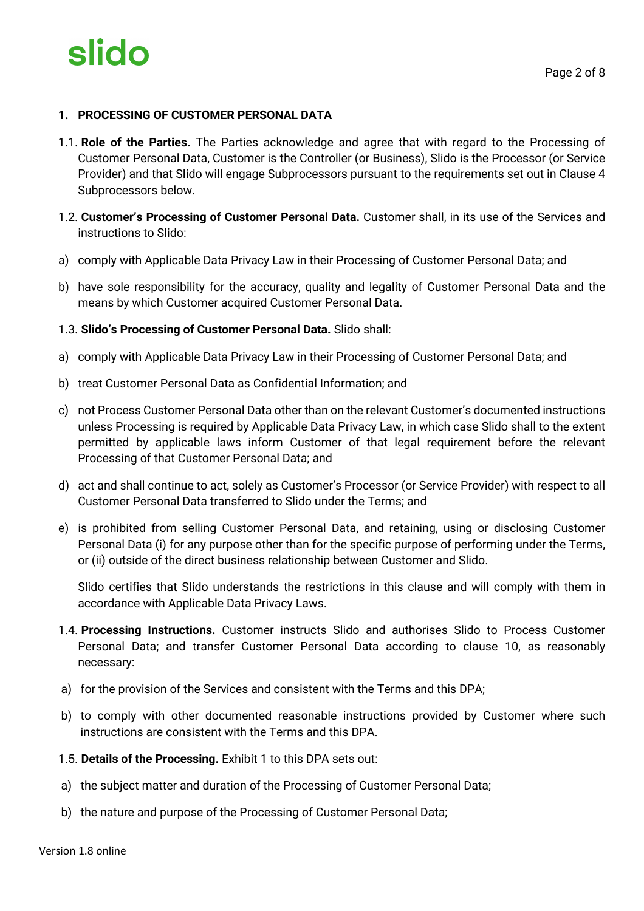## 1. PROCESSING OF CUSTOMER PERSONAL DATA

1.1. **Role of the Parties.** The Parties acknowledge and agree that with regard to the Processing of Customer Personal Data, Customer is the Controller (or Business), Slido is the Processor (or Service Provider) and that Slido will engage Subprocessors pursuant to the requirements set out in Clause 4 Subprocessors below.

1.2. **Customer's Processing of Customer Personal Data.** Customer shall, in its use of the Services and instructions to Slido:

a) comply with Applicable Data Privacy Law in their Processing of Customer Personal Data; and

b) have sole responsibility for the accuracy, quality and legality of Customer Personal Data and the means by which Customer acquired Customer Personal Data.

1.3. **Slido's Processing of Customer Personal Data.** Slido shall:

a) comply with Applicable Data Privacy Law in their Processing of Customer Personal Data; and

b) treat Customer Personal Data as Confidential Information; and

c) not Process Customer Personal Data other than on the relevant Customer's documented instructions unless Processing is required by Applicable Data Privacy Law, in which case Slido shall to the extent permitted by applicable laws inform Customer of that legal requirement before the relevant Processing of that Customer Personal Data; and

d) act and shall continue to act, solely as Customer's Processor (or Service Provider) with respect to all Customer Personal Data transferred to Slido under the Terms; and

e) is prohibited from selling Customer Personal Data, and retaining, using or disclosing Customer Personal Data (i) for any purpose other than for the specific purpose of performing under the Terms, or (ii) outside of the direct business relationship between Customer and Slido.

Slido certifies that Slido understands the restrictions in this clause and will comply with them in accordance with Applicable Data Privacy Laws.

1.4. **Processing Instructions.** Customer instructs Slido and authorises Slido to Process Customer Personal Data; and transfer Customer Personal Data according to clause 10, as reasonably necessary:

a) for the provision of the Services and consistent with the Terms and this DPA;

b) to comply with other documented reasonable instructions provided by Customer where such instructions are consistent with the Terms and this DPA.

1.5. **Details of the Processing.** Exhibit 1 to this DPA sets out:

a) the subject matter and duration of the Processing of Customer Personal Data;

b) the nature and purpose of the Processing of Customer Personal Data;

Version 1.8 online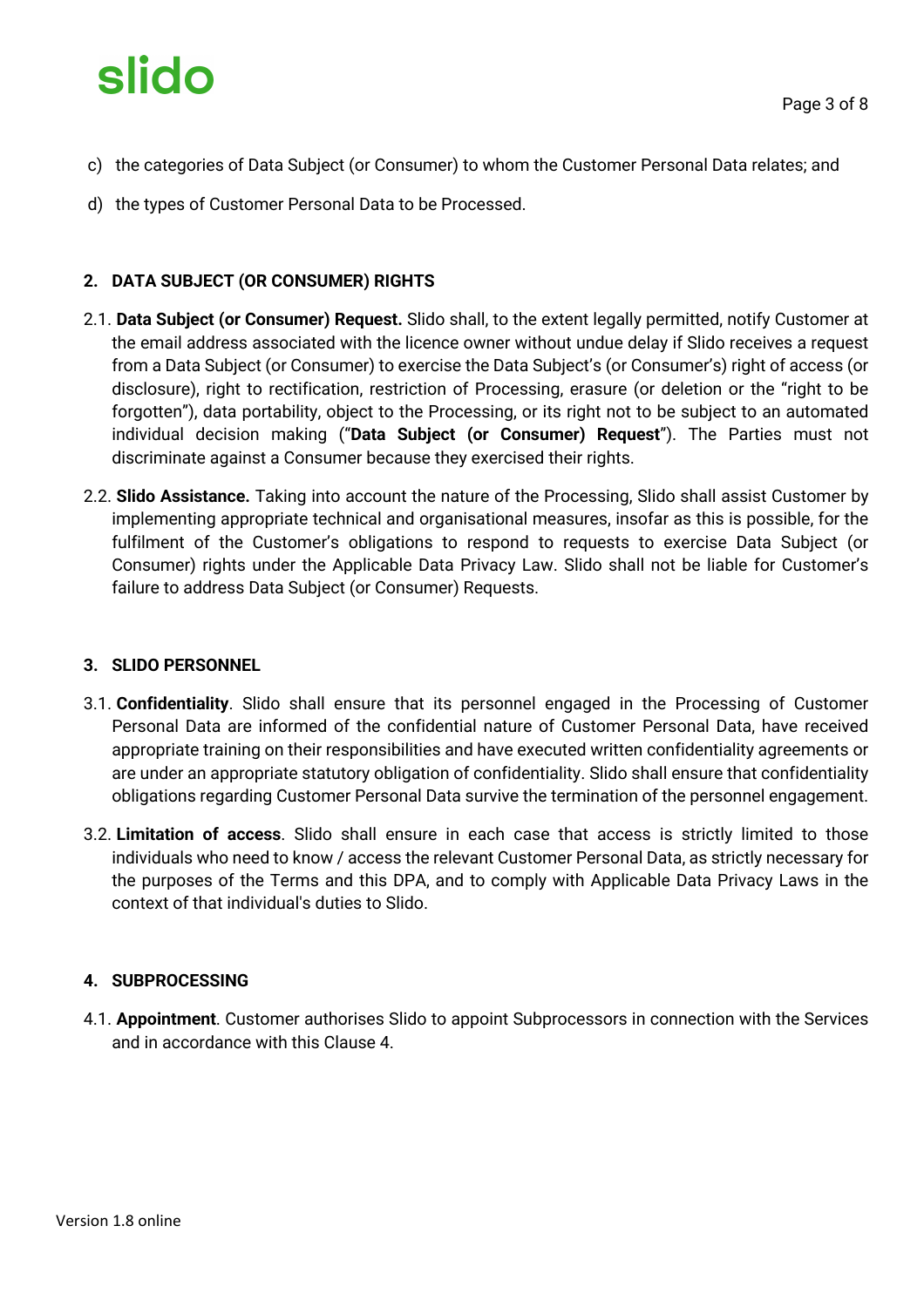c) the categories of Data Subject (or Consumer) to whom the Customer Personal Data relates; and

d) the types of Customer Personal Data to be Processed.

## 2. DATA SUBJECT (OR CONSUMER) RIGHTS

2.1. **Data Subject (or Consumer) Request.** Slido shall, to the extent legally permitted, notify Customer at the email address associated with the licence owner without undue delay if Slido receives a request from a Data Subject (or Consumer) to exercise the Data Subject's (or Consumer's) right of access (or disclosure), right to rectification, restriction of Processing, erasure (or deletion or the "right to be forgotten"), data portability, object to the Processing, or its right not to be subject to an automated individual decision making ("**Data Subject (or Consumer) Request**"). The Parties must not discriminate against a Consumer because they exercised their rights.

2.2. **Slido Assistance.** Taking into account the nature of the Processing, Slido shall assist Customer by implementing appropriate technical and organisational measures, insofar as this is possible, for the fulfilment of the Customer's obligations to respond to requests to exercise Data Subject (or Consumer) rights under the Applicable Data Privacy Law. Slido shall not be liable for Customer's failure to address Data Subject (or Consumer) Requests.

## 3. SLIDO PERSONNEL

3.1. **Confidentiality**. Slido shall ensure that its personnel engaged in the Processing of Customer Personal Data are informed of the confidential nature of Customer Personal Data, have received appropriate training on their responsibilities and have executed written confidentiality agreements or are under an appropriate statutory obligation of confidentiality. Slido shall ensure that confidentiality obligations regarding Customer Personal Data survive the termination of the personnel engagement.

3.2. **Limitation of access**. Slido shall ensure in each case that access is strictly limited to those individuals who need to know / access the relevant Customer Personal Data, as strictly necessary for the purposes of the Terms and this DPA, and to comply with Applicable Data Privacy Laws in the context of that individual's duties to Slido.

## 4. SUBPROCESSING

4.1. **Appointment**. Customer authorises Slido to appoint Subprocessors in connection with the Services and in accordance with this Clause 4.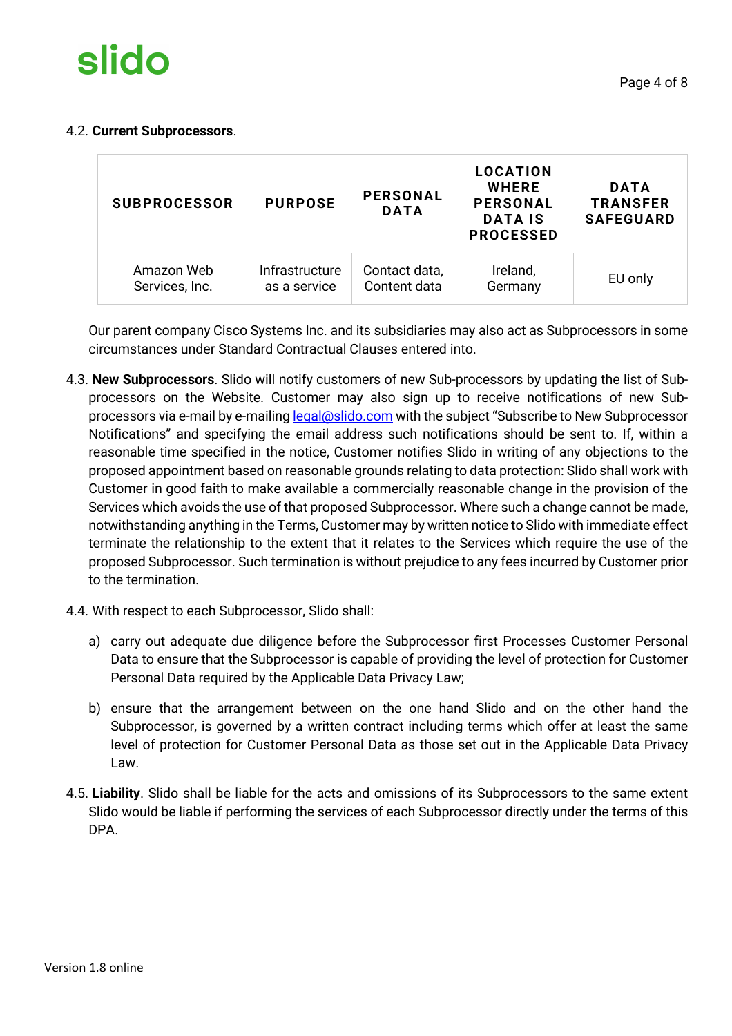4.2. **Current Subprocessors**.

| SUBPROCESSOR | PURPOSE | PERSONAL DATA | LOCATION WHERE PERSONAL DATA IS PROCESSED | DATA TRANSFER SAFEGUARD |
|---|---|---|---|---|
| Amazon Web Services, Inc. | Infrastructure as a service | Contact data, Content data | Ireland, Germany | EU only |

Our parent company Cisco Systems Inc. and its subsidiaries may also act as Subprocessors in some circumstances under Standard Contractual Clauses entered into.

4.3. **New Subprocessors**. Slido will notify customers of new Sub-processors by updating the list of Sub-processors on the Website. Customer may also sign up to receive notifications of new Sub-processors via e-mail by e-mailing [legal@slido.com](mailto:legal@slido.com) with the subject "Subscribe to New Subprocessor Notifications" and specifying the email address such notifications should be sent to. If, within a reasonable time specified in the notice, Customer notifies Slido in writing of any objections to the proposed appointment based on reasonable grounds relating to data protection: Slido shall work with Customer in good faith to make available a commercially reasonable change in the provision of the Services which avoids the use of that proposed Subprocessor. Where such a change cannot be made, notwithstanding anything in the Terms, Customer may by written notice to Slido with immediate effect terminate the relationship to the extent that it relates to the Services which require the use of the proposed Subprocessor. Such termination is without prejudice to any fees incurred by Customer prior to the termination.

4.4. With respect to each Subprocessor, Slido shall:

a) carry out adequate due diligence before the Subprocessor first Processes Customer Personal Data to ensure that the Subprocessor is capable of providing the level of protection for Customer Personal Data required by the Applicable Data Privacy Law;

b) ensure that the arrangement between on the one hand Slido and on the other hand the Subprocessor, is governed by a written contract including terms which offer at least the same level of protection for Customer Personal Data as those set out in the Applicable Data Privacy Law.

4.5. **Liability**. Slido shall be liable for the acts and omissions of its Subprocessors to the same extent Slido would be liable if performing the services of each Subprocessor directly under the terms of this DPA.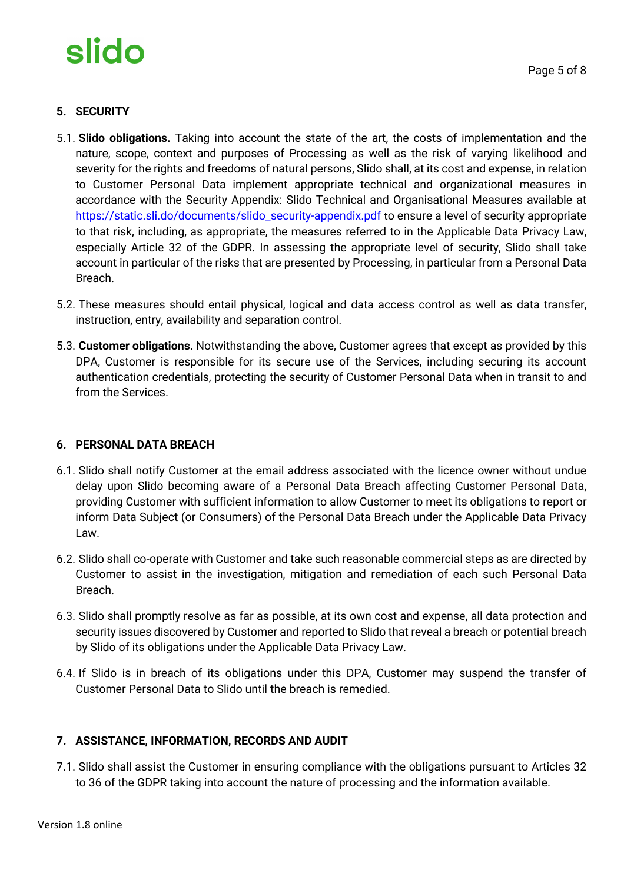## 5. SECURITY

5.1. **Slido obligations.** Taking into account the state of the art, the costs of implementation and the nature, scope, context and purposes of Processing as well as the risk of varying likelihood and severity for the rights and freedoms of natural persons, Slido shall, at its cost and expense, in relation to Customer Personal Data implement appropriate technical and organizational measures in accordance with the Security Appendix: Slido Technical and Organisational Measures available at [https://static.sli.do/documents/slido_security-appendix.pdf](https://static.sli.do/documents/slido_security-appendix.pdf) to ensure a level of security appropriate to that risk, including, as appropriate, the measures referred to in the Applicable Data Privacy Law, especially Article 32 of the GDPR. In assessing the appropriate level of security, Slido shall take account in particular of the risks that are presented by Processing, in particular from a Personal Data Breach.

5.2. These measures should entail physical, logical and data access control as well as data transfer, instruction, entry, availability and separation control.

5.3. **Customer obligations**. Notwithstanding the above, Customer agrees that except as provided by this DPA, Customer is responsible for its secure use of the Services, including securing its account authentication credentials, protecting the security of Customer Personal Data when in transit to and from the Services.

## 6. PERSONAL DATA BREACH

6.1. Slido shall notify Customer at the email address associated with the licence owner without undue delay upon Slido becoming aware of a Personal Data Breach affecting Customer Personal Data, providing Customer with sufficient information to allow Customer to meet its obligations to report or inform Data Subject (or Consumers) of the Personal Data Breach under the Applicable Data Privacy Law.

6.2. Slido shall co-operate with Customer and take such reasonable commercial steps as are directed by Customer to assist in the investigation, mitigation and remediation of each such Personal Data Breach.

6.3. Slido shall promptly resolve as far as possible, at its own cost and expense, all data protection and security issues discovered by Customer and reported to Slido that reveal a breach or potential breach by Slido of its obligations under the Applicable Data Privacy Law.

6.4. If Slido is in breach of its obligations under this DPA, Customer may suspend the transfer of Customer Personal Data to Slido until the breach is remedied.

## 7. ASSISTANCE, INFORMATION, RECORDS AND AUDIT

7.1. Slido shall assist the Customer in ensuring compliance with the obligations pursuant to Articles 32 to 36 of the GDPR taking into account the nature of processing and the information available.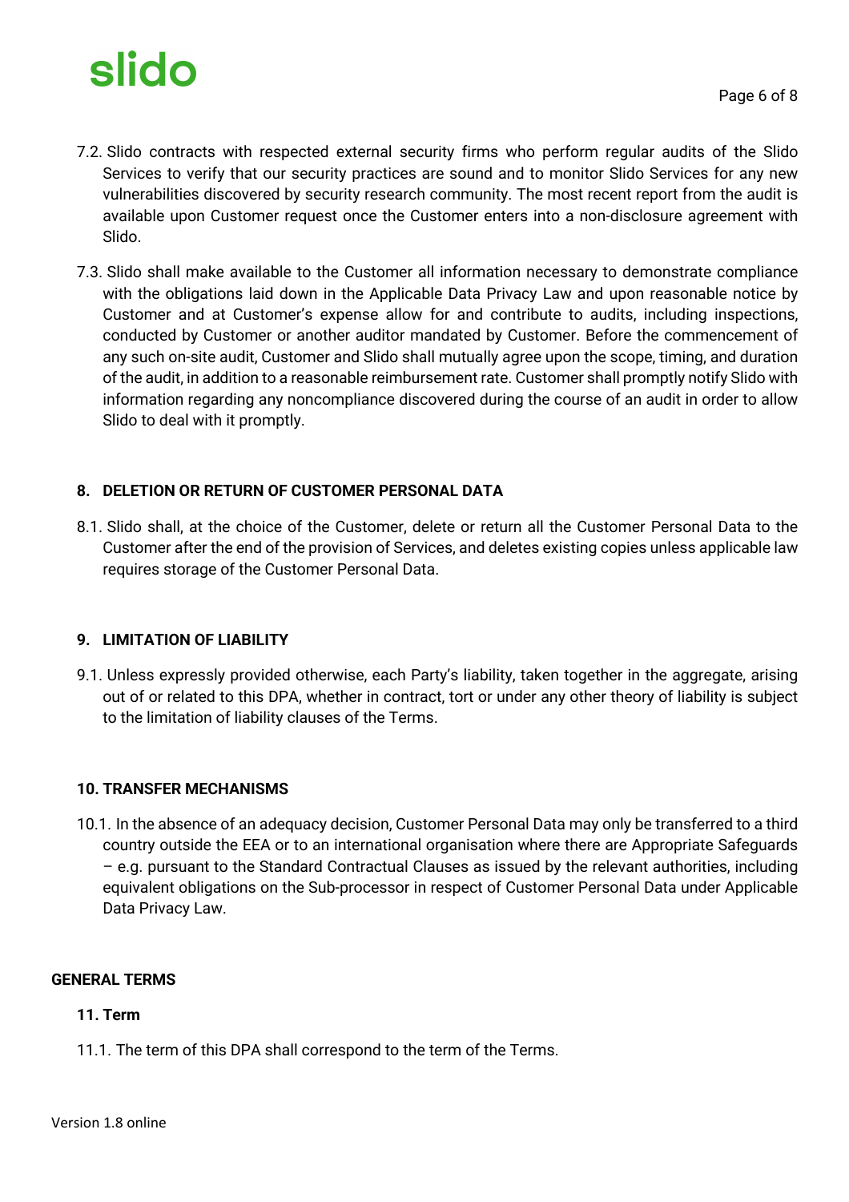7.2. Slido contracts with respected external security firms who perform regular audits of the Slido Services to verify that our security practices are sound and to monitor Slido Services for any new vulnerabilities discovered by security research community. The most recent report from the audit is available upon Customer request once the Customer enters into a non-disclosure agreement with Slido.

7.3. Slido shall make available to the Customer all information necessary to demonstrate compliance with the obligations laid down in the Applicable Data Privacy Law and upon reasonable notice by Customer and at Customer's expense allow for and contribute to audits, including inspections, conducted by Customer or another auditor mandated by Customer. Before the commencement of any such on-site audit, Customer and Slido shall mutually agree upon the scope, timing, and duration of the audit, in addition to a reasonable reimbursement rate. Customer shall promptly notify Slido with information regarding any noncompliance discovered during the course of an audit in order to allow Slido to deal with it promptly.

## 8. DELETION OR RETURN OF CUSTOMER PERSONAL DATA

8.1. Slido shall, at the choice of the Customer, delete or return all the Customer Personal Data to the Customer after the end of the provision of Services, and deletes existing copies unless applicable law requires storage of the Customer Personal Data.

## 9. LIMITATION OF LIABILITY

9.1. Unless expressly provided otherwise, each Party's liability, taken together in the aggregate, arising out of or related to this DPA, whether in contract, tort or under any other theory of liability is subject to the limitation of liability clauses of the Terms.

## 10. TRANSFER MECHANISMS

10.1. In the absence of an adequacy decision, Customer Personal Data may only be transferred to a third country outside the EEA or to an international organisation where there are Appropriate Safeguards – e.g. pursuant to the Standard Contractual Clauses as issued by the relevant authorities, including equivalent obligations on the Sub-processor in respect of Customer Personal Data under Applicable Data Privacy Law.

# GENERAL TERMS

## 11. Term

11.1. The term of this DPA shall correspond to the term of the Terms.

Version 1.8 online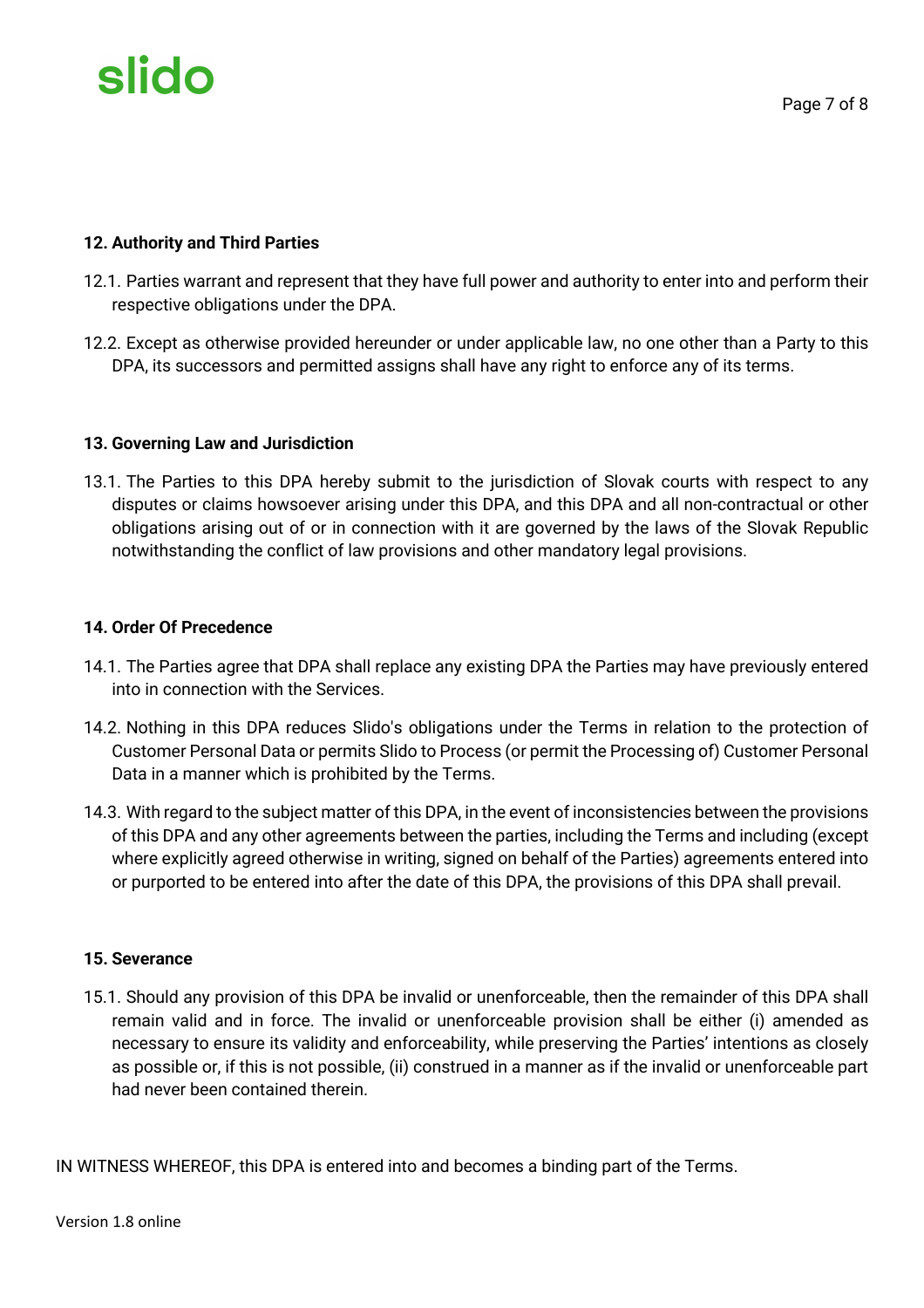**12. Authority and Third Parties**

12.1. Parties warrant and represent that they have full power and authority to enter into and perform their respective obligations under the DPA.

12.2. Except as otherwise provided hereunder or under applicable law, no one other than a Party to this DPA, its successors and permitted assigns shall have any right to enforce any of its terms.

**13. Governing Law and Jurisdiction**

13.1. The Parties to this DPA hereby submit to the jurisdiction of Slovak courts with respect to any disputes or claims howsoever arising under this DPA, and this DPA and all non-contractual or other obligations arising out of or in connection with it are governed by the laws of the Slovak Republic notwithstanding the conflict of law provisions and other mandatory legal provisions.

**14. Order Of Precedence**

14.1. The Parties agree that DPA shall replace any existing DPA the Parties may have previously entered into in connection with the Services.

14.2. Nothing in this DPA reduces Slido's obligations under the Terms in relation to the protection of Customer Personal Data or permits Slido to Process (or permit the Processing of) Customer Personal Data in a manner which is prohibited by the Terms.

14.3. With regard to the subject matter of this DPA, in the event of inconsistencies between the provisions of this DPA and any other agreements between the parties, including the Terms and including (except where explicitly agreed otherwise in writing, signed on behalf of the Parties) agreements entered into or purported to be entered into after the date of this DPA, the provisions of this DPA shall prevail.

**15. Severance**

15.1. Should any provision of this DPA be invalid or unenforceable, then the remainder of this DPA shall remain valid and in force. The invalid or unenforceable provision shall be either (i) amended as necessary to ensure its validity and enforceability, while preserving the Parties' intentions as closely as possible or, if this is not possible, (ii) construed in a manner as if the invalid or unenforceable part had never been contained therein.

IN WITNESS WHEREOF, this DPA is entered into and becomes a binding part of the Terms.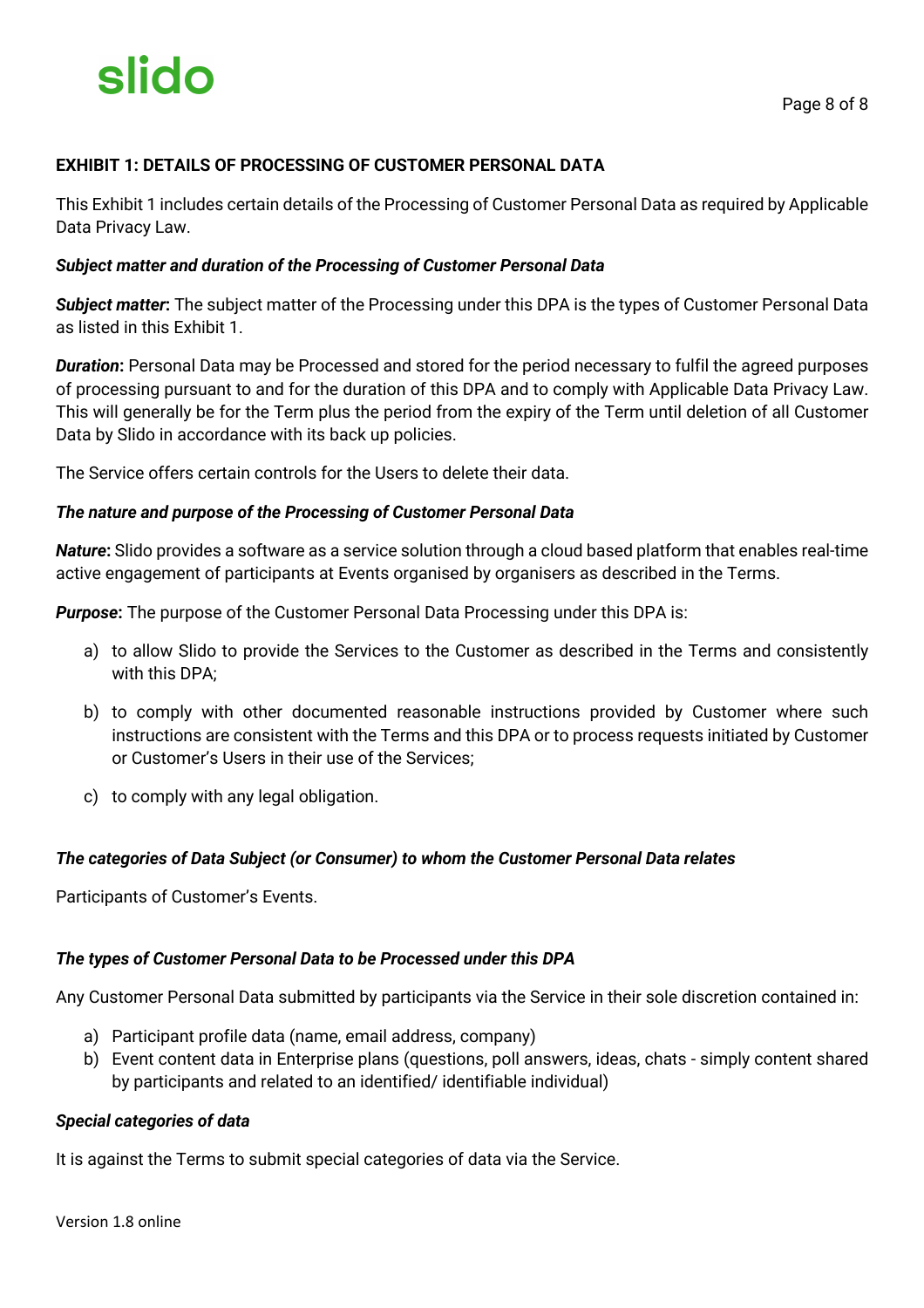## EXHIBIT 1: DETAILS OF PROCESSING OF CUSTOMER PERSONAL DATA

This Exhibit 1 includes certain details of the Processing of Customer Personal Data as required by Applicable Data Privacy Law.

***Subject matter and duration of the Processing of Customer Personal Data***

***Subject matter*:** The subject matter of the Processing under this DPA is the types of Customer Personal Data as listed in this Exhibit 1.

***Duration*:** Personal Data may be Processed and stored for the period necessary to fulfil the agreed purposes of processing pursuant to and for the duration of this DPA and to comply with Applicable Data Privacy Law. This will generally be for the Term plus the period from the expiry of the Term until deletion of all Customer Data by Slido in accordance with its back up policies.

The Service offers certain controls for the Users to delete their data.

***The nature and purpose of the Processing of Customer Personal Data***

***Nature*:** Slido provides a software as a service solution through a cloud based platform that enables real-time active engagement of participants at Events organised by organisers as described in the Terms.

***Purpose*:** The purpose of the Customer Personal Data Processing under this DPA is:

a) to allow Slido to provide the Services to the Customer as described in the Terms and consistently with this DPA;

b) to comply with other documented reasonable instructions provided by Customer where such instructions are consistent with the Terms and this DPA or to process requests initiated by Customer or Customer's Users in their use of the Services;

c) to comply with any legal obligation.

***The categories of Data Subject (or Consumer) to whom the Customer Personal Data relates***

Participants of Customer's Events.

***The types of Customer Personal Data to be Processed under this DPA***

Any Customer Personal Data submitted by participants via the Service in their sole discretion contained in:

a) Participant profile data (name, email address, company)
b) Event content data in Enterprise plans (questions, poll answers, ideas, chats - simply content shared by participants and related to an identified/ identifiable individual)

***Special categories of data***

It is against the Terms to submit special categories of data via the Service.

Version 1.8 online